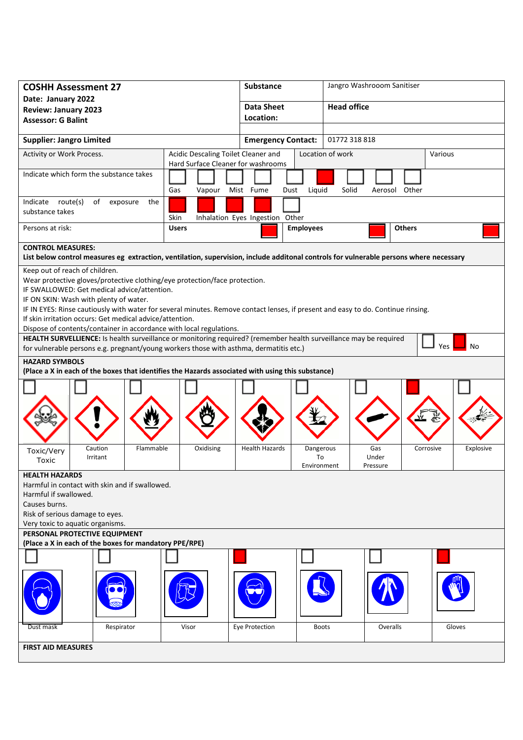| | | | |
|---|---|---|---|
| **COSHH Assessment 27**<br>**Date: January 2022**<br>**Review: January 2023**<br>**Assessor: G Balint** | **Substance** | Jangro Washrooom Sanitiser | |
| | **Data Sheet Location:** | **Head office** | |
| **Supplier: Jangro Limited** | **Emergency Contact:** | 01772 318 818 | |
| Activity or Work Process. | Acidic Descaling Toilet Cleaner and Hard Surface Cleaner for washrooms | Location of work | Various |

| | |
|---|---|
| Indicate which form the substance takes | Gas ☐ Vapour ☐ Mist ☐ Fume ☐ Dust ☐ Liquid ■ Solid ☐ Aerosol ☐ Other ☐ |
| Indicate route(s) of exposure the substance takes | Skin ■ Inhalation ■ Eyes ■ Ingestion ■ Other ☐ |
| Persons at risk: | **Users** ■ **Employees** ■ **Others** ■ |

**CONTROL MEASURES:**
**List below control measures eg extraction, ventilation, supervision, include additonal controls for vulnerable persons where necessary**

Keep out of reach of children.
Wear protective gloves/protective clothing/eye protection/face protection.
IF SWALLOWED: Get medical advice/attention.
IF ON SKIN: Wash with plenty of water.
IF IN EYES: Rinse cautiously with water for several minutes. Remove contact lenses, if present and easy to do. Continue rinsing.
If skin irritation occurs: Get medical advice/attention.
Dispose of contents/container in accordance with local regulations.

**HEALTH SURVELLIENCE:** Is health surveillance or monitoring required? (remember health surveillance may be required for vulnerable persons e.g. pregnant/young workers those with asthma, dermatitis etc.) ☐ Yes ■ No

**HAZARD SYMBOLS**
**(Place a X in each of the boxes that identifies the Hazards associated with using this substance)**

| Toxic/Very Toxic | Caution Irritant | Flammable | Oxidising | Health Hazards | Dangerous To Environment | Gas Under Pressure | Corrosive | Explosive |
|---|---|---|---|---|---|---|---|---|
| ☐ | ☐ | ☐ | ☐ | ☐ | ☐ | ☐ | ■ | ☐ |

**HEALTH HAZARDS**
Harmful in contact with skin and if swallowed.
Harmful if swallowed.
Causes burns.
Risk of serious damage to eyes.
Very toxic to aquatic organisms.

**PERSONAL PROTECTIVE EQUIPMENT**
**(Place a X in each of the boxes for mandatory PPE/RPE)**

| Dust mask | Respirator | Visor | Eye Protection | Boots | Overalls | Gloves |
|---|---|---|---|---|---|---|
| ☐ | ☐ | ☐ | ■ | ☐ | ☐ | ■ |

**FIRST AID MEASURES**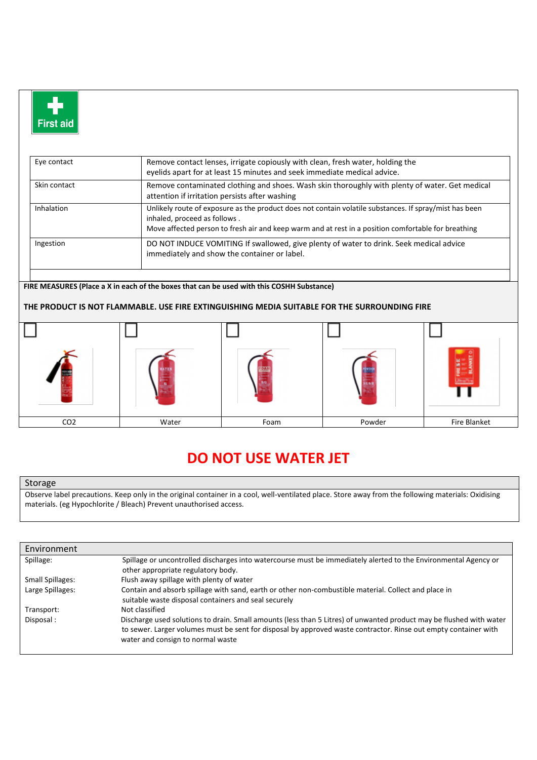First aid

| | |
|---|---|
| Eye contact | Remove contact lenses, irrigate copiously with clean, fresh water, holding the eyelids apart for at least 15 minutes and seek immediate medical advice. |
| Skin contact | Remove contaminated clothing and shoes. Wash skin thoroughly with plenty of water. Get medical attention if irritation persists after washing |
| Inhalation | Unlikely route of exposure as the product does not contain volatile substances. If spray/mist has been inhaled, proceed as follows .<br>Move affected person to fresh air and keep warm and at rest in a position comfortable for breathing |
| Ingestion | DO NOT INDUCE VOMITING If swallowed, give plenty of water to drink. Seek medical advice immediately and show the container or label. |

**FIRE MEASURES (Place a X in each of the boxes that can be used with this COSHH Substance)**

**THE PRODUCT IS NOT FLAMMABLE. USE FIRE EXTINGUISHING MEDIA SUITABLE FOR THE SURROUNDING FIRE**

| ☐ | ☐ | ☐ | ☐ | ☐ |
|---|---|---|---|---|
| $CO_2$ | Water | Foam | Powder | Fire Blanket |

## DO NOT USE WATER JET

## Storage

Observe label precautions. Keep only in the original container in a cool, well-ventilated place. Store away from the following materials: Oxidising materials. (eg Hypochlorite / Bleach) Prevent unauthorised access.

## Environment

| | |
|---|---|
| Spillage: | Spillage or uncontrolled discharges into watercourse must be immediately alerted to the Environmental Agency or other appropriate regulatory body. |
| Small Spillages: | Flush away spillage with plenty of water |
| Large Spillages: | Contain and absorb spillage with sand, earth or other non-combustible material. Collect and place in suitable waste disposal containers and seal securely |
| Transport: | Not classified |
| Disposal : | Discharge used solutions to drain. Small amounts (less than 5 Litres) of unwanted product may be flushed with water to sewer. Larger volumes must be sent for disposal by approved waste contractor. Rinse out empty container with water and consign to normal waste |